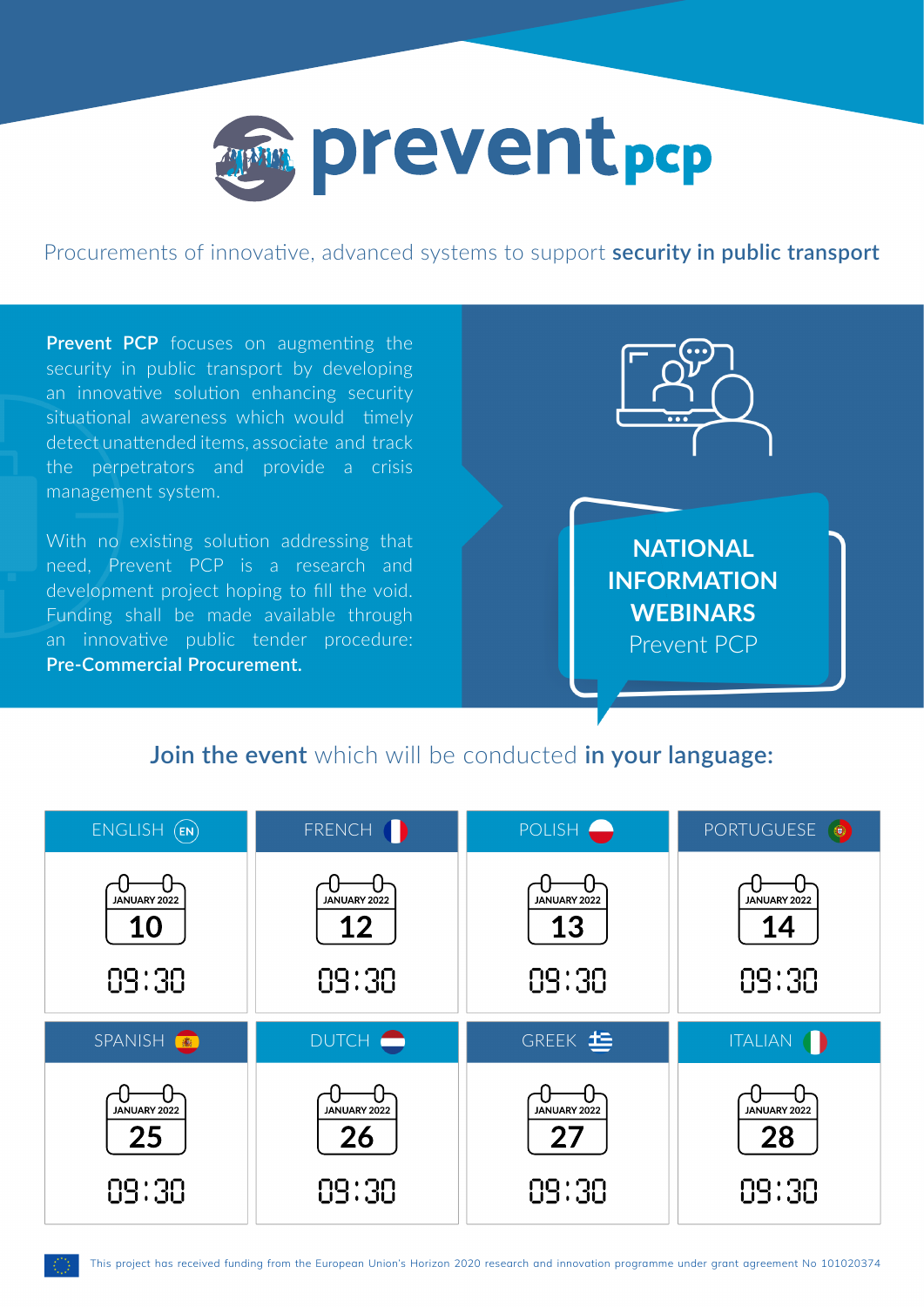# prevent pcp

Procurements of innovative, advanced systems to support **security in public transport**

**Prevent PCP** focuses on augmenting the security in public transport by developing an innovative solution enhancing security situational awareness which would timely detect unattended items, associate and track the perpetrators and provide a crisis management system.

With no existing solution addressing that need, Prevent PCP is a research and development project hoping to fill the void. Funding shall be made available through an innovative public tender procedure: **Pre-Commercial Procurement.**

## NATIONAL INFORMATION WEBINARS

Prevent PCP

### Join the event which will be conducted in your language:

| Language | Date | Time |
|---|---|---|
| ENGLISH (EN) | JANUARY 2022, 10 | 09:30 |
| FRENCH | JANUARY 2022, 12 | 09:30 |
| POLISH | JANUARY 2022, 13 | 09:30 |
| PORTUGUESE | JANUARY 2022, 14 | 09:30 |
| SPANISH | JANUARY 2022, 25 | 09:30 |
| DUTCH | JANUARY 2022, 26 | 09:30 |
| GREEK | JANUARY 2022, 27 | 09:30 |
| ITALIAN | JANUARY 2022, 28 | 09:30 |

This project has received funding from the European Union's Horizon 2020 research and innovation programme under grant agreement No 101020374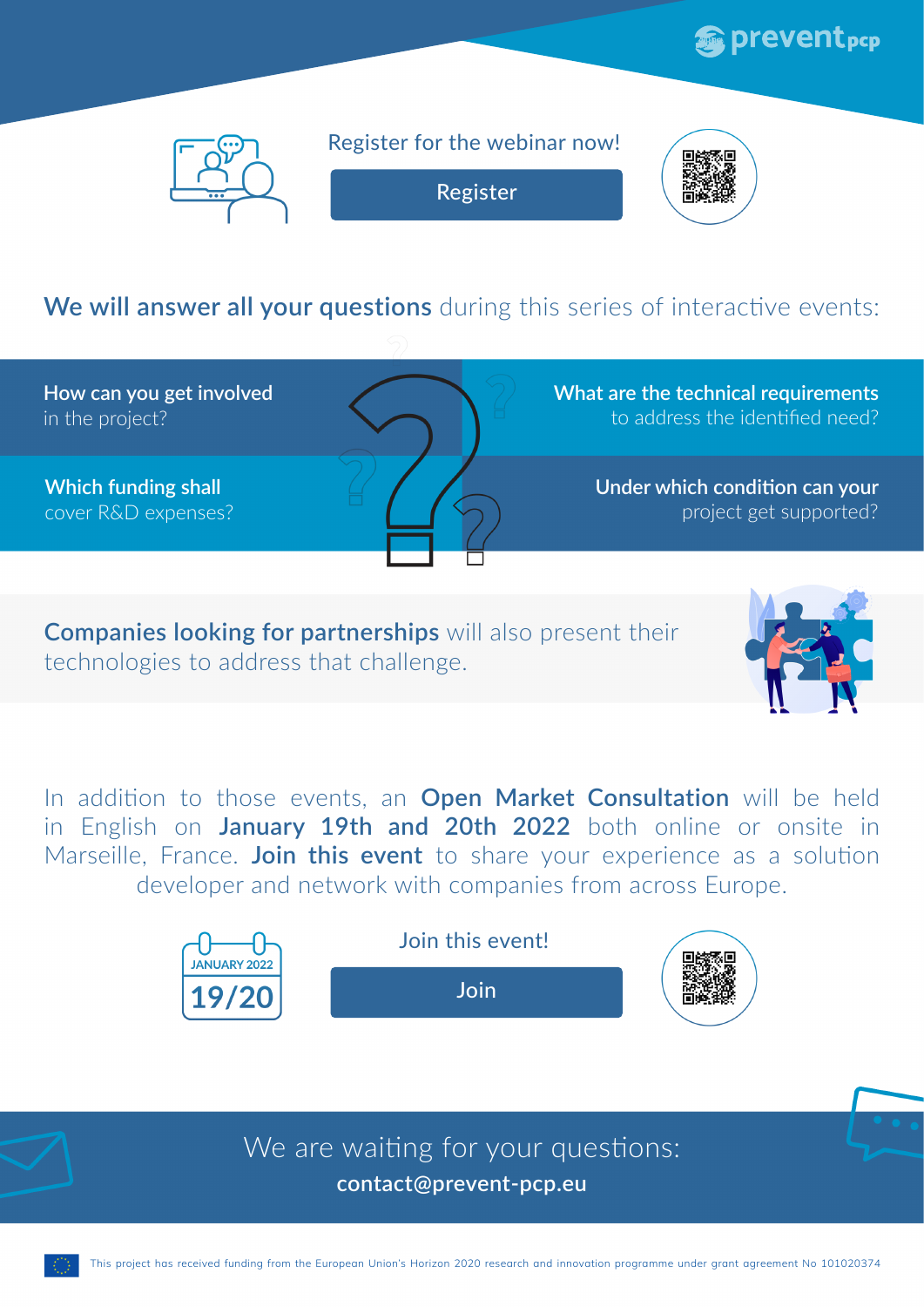preventpcp

Register for the webinar now!

Register

**We will answer all your questions** during this series of interactive events:

**How can you get involved** in the project?

**What are the technical requirements** to address the identified need?

**Which funding shall** cover R&D expenses?

**Under which condition can your** project get supported?

**Companies looking for partnerships** will also present their technologies to address that challenge.

In addition to those events, an **Open Market Consultation** will be held in English on **January 19th and 20th 2022** both online or onsite in Marseille, France. **Join this event** to share your experience as a solution developer and network with companies from across Europe.

JANUARY 2022
19/20

Join this event!

Join

We are waiting for your questions:
**contact@prevent-pcp.eu**

This project has received funding from the European Union's Horizon 2020 research and innovation programme under grant agreement No 101020374